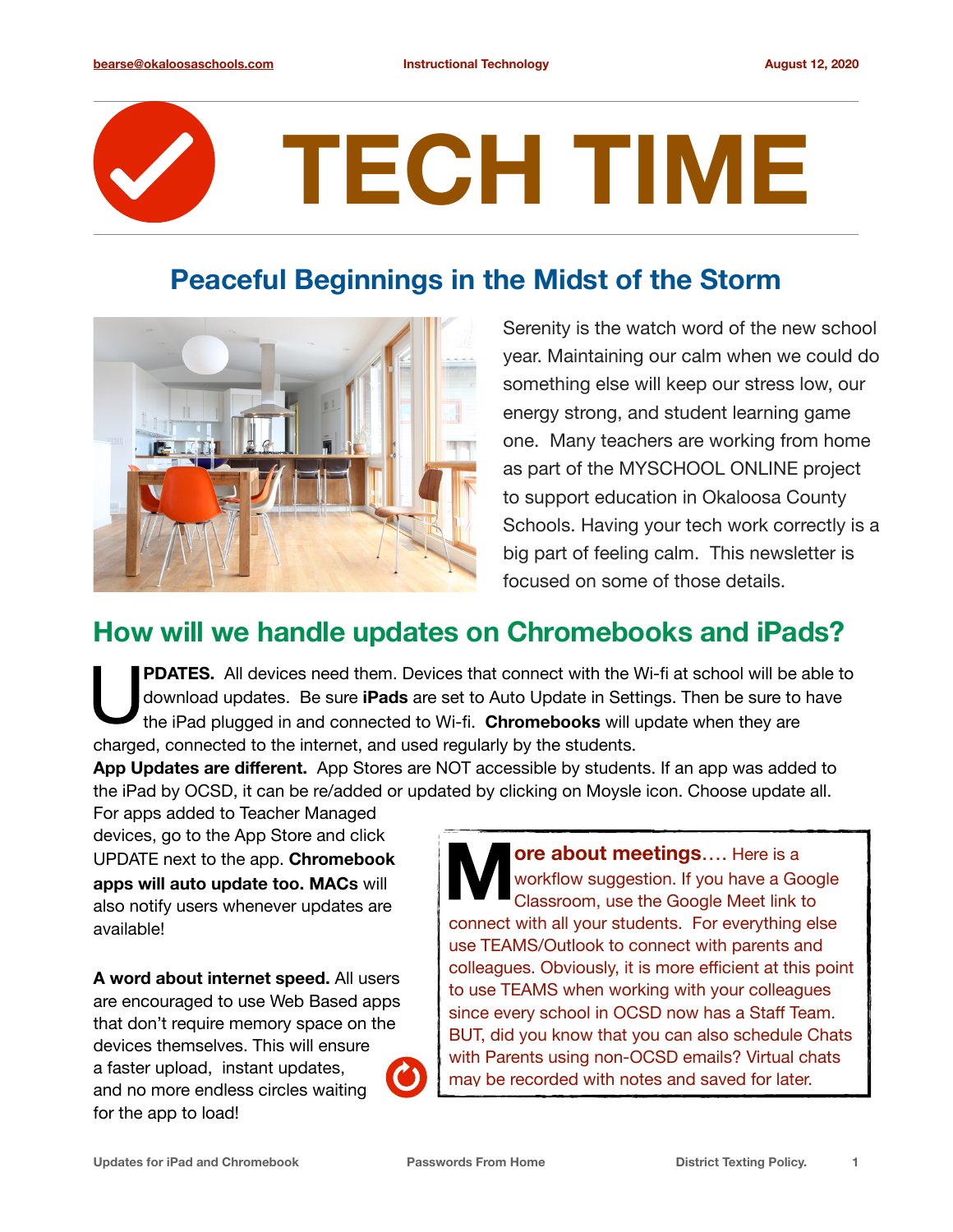# TECH TIME

## Peaceful Beginnings in the Midst of the Storm

Serenity is the watch word of the new school year. Maintaining our calm when we could do something else will keep our stress low, our energy strong, and student learning game one. Many teachers are working from home as part of the MYSCHOOL ONLINE project to support education in Okaloosa County Schools. Having your tech work correctly is a big part of feeling calm. This newsletter is focused on some of those details.

## How will we handle updates on Chromebooks and iPads?

**UPDATES.** All devices need them. Devices that connect with the Wi-fi at school will be able to download updates. Be sure **iPads** are set to Auto Update in Settings. Then be sure to have the iPad plugged in and connected to Wi-fi. **Chromebooks** will update when they are charged, connected to the internet, and used regularly by the students.

**App Updates are different.** App Stores are NOT accessible by students. If an app was added to the iPad by OCSD, it can be re/added or updated by clicking on Moysle icon. Choose update all. For apps added to Teacher Managed devices, go to the App Store and click UPDATE next to the app. **Chromebook apps will auto update too. MACs** will also notify users whenever updates are available!

**A word about internet speed.** All users are encouraged to use Web Based apps that don't require memory space on the devices themselves. This will ensure a faster upload, instant updates, and no more endless circles waiting for the app to load!

**More about meetings….** Here is a workflow suggestion. If you have a Google Classroom, use the Google Meet link to connect with all your students. For everything else use TEAMS/Outlook to connect with parents and colleagues. Obviously, it is more efficient at this point to use TEAMS when working with your colleagues since every school in OCSD now has a Staff Team. BUT, did you know that you can also schedule Chats with Parents using non-OCSD emails? Virtual chats may be recorded with notes and saved for later.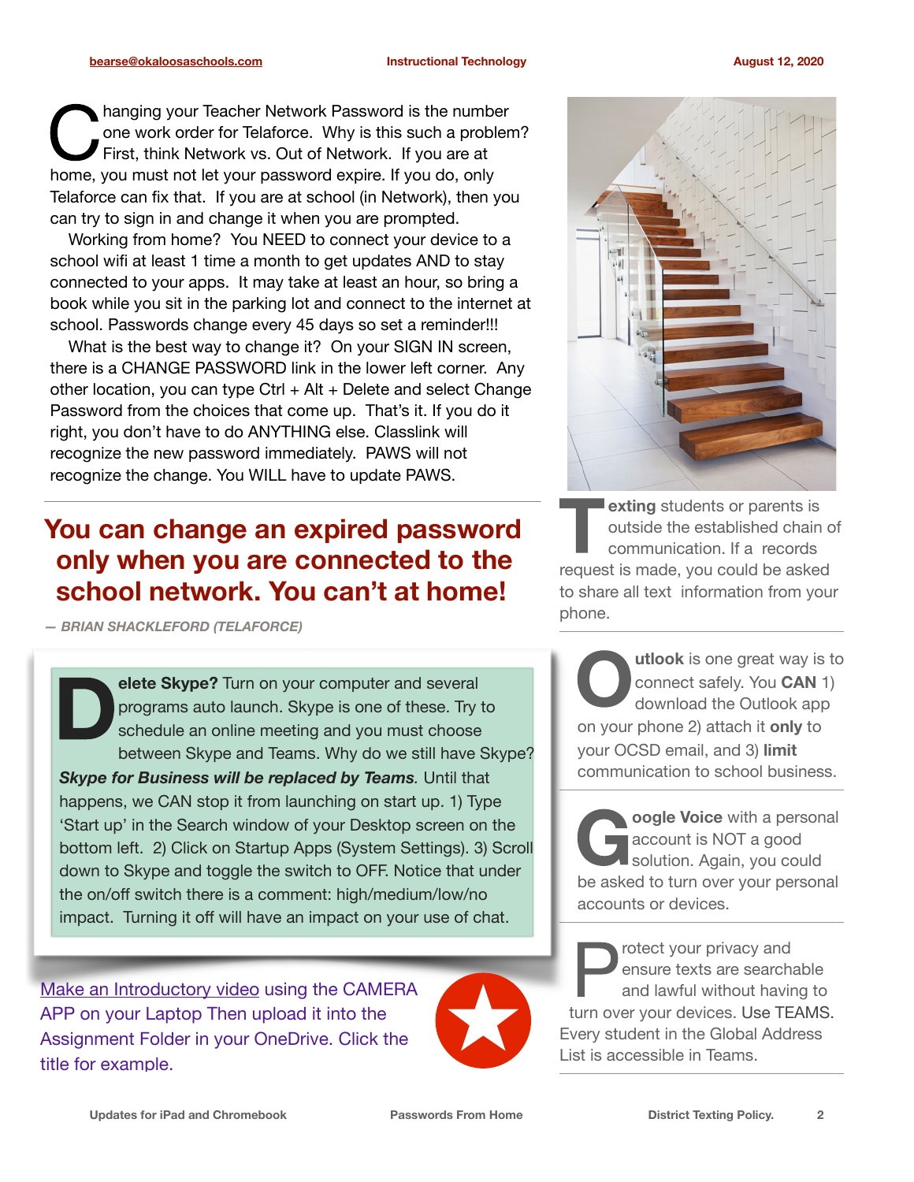Changing your Teacher Network Password is the number one work order for Telaforce. Why is this such a problem? First, think Network vs. Out of Network. If you are at home, you must not let your password expire. If you do, only Telaforce can fix that. If you are at school (in Network), then you can try to sign in and change it when you are prompted.

Working from home? You NEED to connect your device to a school wifi at least 1 time a month to get updates AND to stay connected to your apps. It may take at least an hour, so bring a book while you sit in the parking lot and connect to the internet at school. Passwords change every 45 days so set a reminder!!!

What is the best way to change it? On your SIGN IN screen, there is a CHANGE PASSWORD link in the lower left corner. Any other location, you can type Ctrl + Alt + Delete and select Change Password from the choices that come up. That's it. If you do it right, you don't have to do ANYTHING else. Classlink will recognize the new password immediately. PAWS will not recognize the change. You WILL have to update PAWS.

## You can change an expired password only when you are connected to the school network. You can't at home!

*— BRIAN SHACKLEFORD (TELAFORCE)*

**Delete Skype?** Turn on your computer and several programs auto launch. Skype is one of these. Try to schedule an online meeting and you must choose between Skype and Teams. Why do we still have Skype? ***Skype for Business will be replaced by Teams***. Until that happens, we CAN stop it from launching on start up. 1) Type 'Start up' in the Search window of your Desktop screen on the bottom left. 2) Click on Startup Apps (System Settings). 3) Scroll down to Skype and toggle the switch to OFF. Notice that under the on/off switch there is a comment: high/medium/low/no impact. Turning it off will have an impact on your use of chat.

Make an Introductory video using the CAMERA APP on your Laptop Then upload it into the Assignment Folder in your OneDrive. Click the title for example.

**Texting** students or parents is outside the established chain of communication. If a records request is made, you could be asked to share all text information from your phone.

**Outlook** is one great way is to connect safely. You **CAN** 1) download the Outlook app on your phone 2) attach it **only** to your OCSD email, and 3) **limit** communication to school business.

**Google Voice** with a personal account is NOT a good solution. Again, you could be asked to turn over your personal accounts or devices.

Protect your privacy and ensure texts are searchable and lawful without having to turn over your devices. Use TEAMS. Every student in the Global Address List is accessible in Teams.